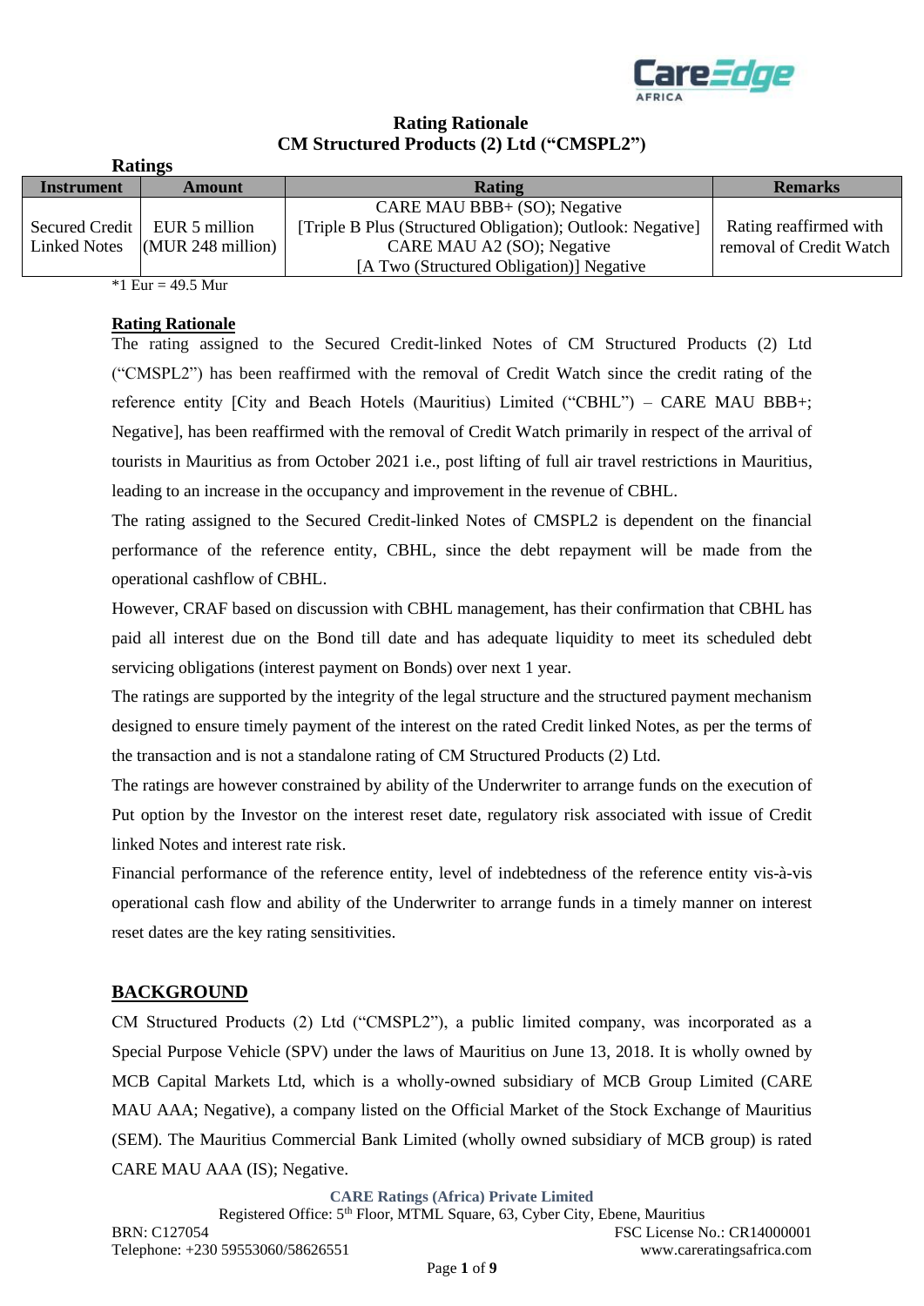# Rating Rationale
## CM Structured Products (2) Ltd ("CMSPL2")

**Ratings**

| Instrument | Amount | Rating | Remarks |
|---|---|---|---|
| Secured Credit Linked Notes | EUR 5 million (MUR 248 million) | CARE MAU BBB+ (SO); Negative [Triple B Plus (Structured Obligation); Outlook: Negative] CARE MAU A2 (SO); Negative [A Two (Structured Obligation)] Negative | Rating reaffirmed with removal of Credit Watch |

*1 Eur = 49.5 Mur

**Rating Rationale**

The rating assigned to the Secured Credit-linked Notes of CM Structured Products (2) Ltd ("CMSPL2") has been reaffirmed with the removal of Credit Watch since the credit rating of the reference entity [City and Beach Hotels (Mauritius) Limited ("CBHL") – CARE MAU BBB+; Negative], has been reaffirmed with the removal of Credit Watch primarily in respect of the arrival of tourists in Mauritius as from October 2021 i.e., post lifting of full air travel restrictions in Mauritius, leading to an increase in the occupancy and improvement in the revenue of CBHL.

The rating assigned to the Secured Credit-linked Notes of CMSPL2 is dependent on the financial performance of the reference entity, CBHL, since the debt repayment will be made from the operational cashflow of CBHL.

However, CRAF based on discussion with CBHL management, has their confirmation that CBHL has paid all interest due on the Bond till date and has adequate liquidity to meet its scheduled debt servicing obligations (interest payment on Bonds) over next 1 year.

The ratings are supported by the integrity of the legal structure and the structured payment mechanism designed to ensure timely payment of the interest on the rated Credit linked Notes, as per the terms of the transaction and is not a standalone rating of CM Structured Products (2) Ltd.

The ratings are however constrained by ability of the Underwriter to arrange funds on the execution of Put option by the Investor on the interest reset date, regulatory risk associated with issue of Credit linked Notes and interest rate risk.

Financial performance of the reference entity, level of indebtedness of the reference entity vis-à-vis operational cash flow and ability of the Underwriter to arrange funds in a timely manner on interest reset dates are the key rating sensitivities.

## BACKGROUND

CM Structured Products (2) Ltd ("CMSPL2"), a public limited company, was incorporated as a Special Purpose Vehicle (SPV) under the laws of Mauritius on June 13, 2018. It is wholly owned by MCB Capital Markets Ltd, which is a wholly-owned subsidiary of MCB Group Limited (CARE MAU AAA; Negative), a company listed on the Official Market of the Stock Exchange of Mauritius (SEM). The Mauritius Commercial Bank Limited (wholly owned subsidiary of MCB group) is rated CARE MAU AAA (IS); Negative.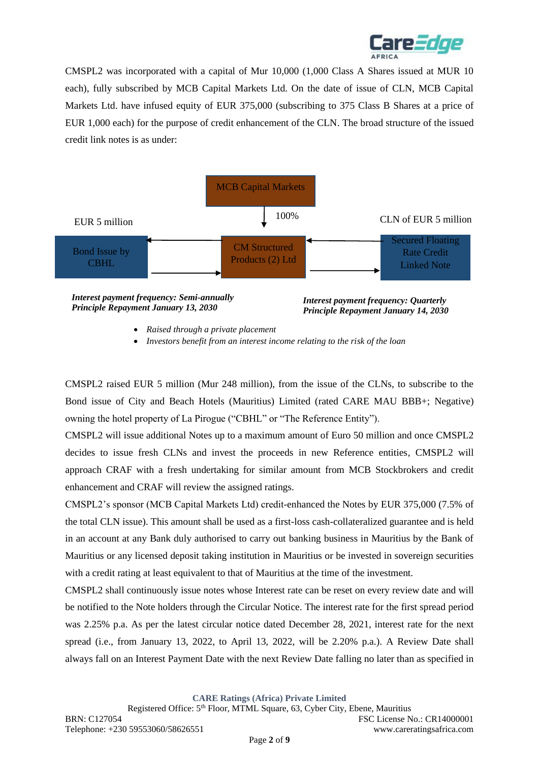CMSPL2 was incorporated with a capital of Mur 10,000 (1,000 Class A Shares issued at MUR 10 each), fully subscribed by MCB Capital Markets Ltd. On the date of issue of CLN, MCB Capital Markets Ltd. have infused equity of EUR 375,000 (subscribing to 375 Class B Shares at a price of EUR 1,000 each) for the purpose of credit enhancement of the CLN. The broad structure of the issued credit link notes is as under:

MCB Capital Markets

100%

EUR 5 million

CLN of EUR 5 million

Bond Issue by CBHL

CM Structured Products (2) Ltd

Secured Floating Rate Credit Linked Note

***Interest payment frequency: Semi-annually***
***Principle Repayment January 13, 2030***

***Interest payment frequency: Quarterly***
***Principle Repayment January 14, 2030***

- *Raised through a private placement*
- *Investors benefit from an interest income relating to the risk of the loan*

CMSPL2 raised EUR 5 million (Mur 248 million), from the issue of the CLNs, to subscribe to the Bond issue of City and Beach Hotels (Mauritius) Limited (rated CARE MAU BBB+; Negative) owning the hotel property of La Pirogue ("CBHL" or "The Reference Entity").

CMSPL2 will issue additional Notes up to a maximum amount of Euro 50 million and once CMSPL2 decides to issue fresh CLNs and invest the proceeds in new Reference entities, CMSPL2 will approach CRAF with a fresh undertaking for similar amount from MCB Stockbrokers and credit enhancement and CRAF will review the assigned ratings.

CMSPL2's sponsor (MCB Capital Markets Ltd) credit-enhanced the Notes by EUR 375,000 (7.5% of the total CLN issue). This amount shall be used as a first-loss cash-collateralized guarantee and is held in an account at any Bank duly authorised to carry out banking business in Mauritius by the Bank of Mauritius or any licensed deposit taking institution in Mauritius or be invested in sovereign securities with a credit rating at least equivalent to that of Mauritius at the time of the investment.

CMSPL2 shall continuously issue notes whose Interest rate can be reset on every review date and will be notified to the Note holders through the Circular Notice. The interest rate for the first spread period was 2.25% p.a. As per the latest circular notice dated December 28, 2021, interest rate for the next spread (i.e., from January 13, 2022, to April 13, 2022, will be 2.20% p.a.). A Review Date shall always fall on an Interest Payment Date with the next Review Date falling no later than as specified in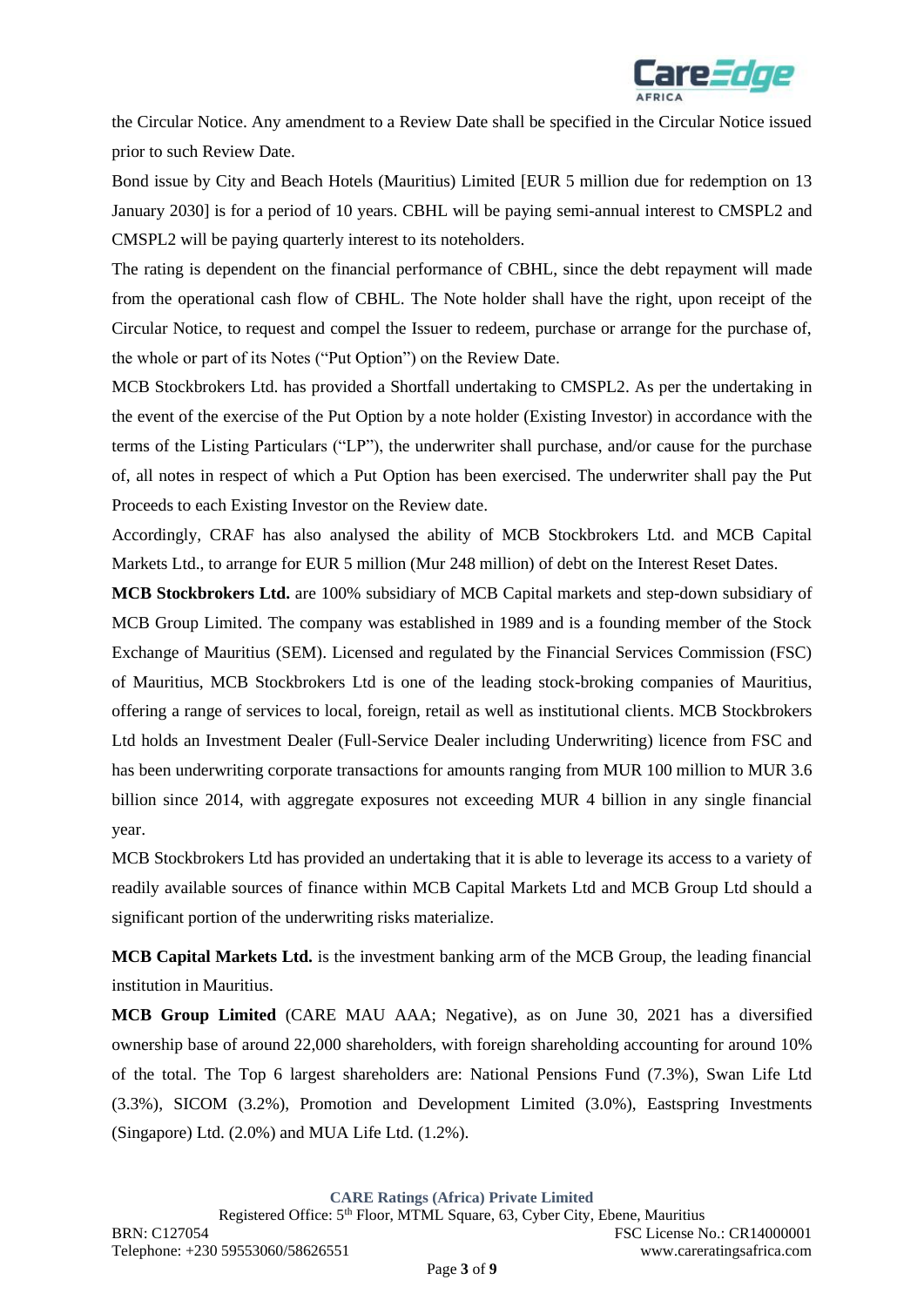the Circular Notice. Any amendment to a Review Date shall be specified in the Circular Notice issued prior to such Review Date.

Bond issue by City and Beach Hotels (Mauritius) Limited [EUR 5 million due for redemption on 13 January 2030] is for a period of 10 years. CBHL will be paying semi-annual interest to CMSPL2 and CMSPL2 will be paying quarterly interest to its noteholders.

The rating is dependent on the financial performance of CBHL, since the debt repayment will made from the operational cash flow of CBHL. The Note holder shall have the right, upon receipt of the Circular Notice, to request and compel the Issuer to redeem, purchase or arrange for the purchase of, the whole or part of its Notes ("Put Option") on the Review Date.

MCB Stockbrokers Ltd. has provided a Shortfall undertaking to CMSPL2. As per the undertaking in the event of the exercise of the Put Option by a note holder (Existing Investor) in accordance with the terms of the Listing Particulars ("LP"), the underwriter shall purchase, and/or cause for the purchase of, all notes in respect of which a Put Option has been exercised. The underwriter shall pay the Put Proceeds to each Existing Investor on the Review date.

Accordingly, CRAF has also analysed the ability of MCB Stockbrokers Ltd. and MCB Capital Markets Ltd., to arrange for EUR 5 million (Mur 248 million) of debt on the Interest Reset Dates.

**MCB Stockbrokers Ltd.** are 100% subsidiary of MCB Capital markets and step-down subsidiary of MCB Group Limited. The company was established in 1989 and is a founding member of the Stock Exchange of Mauritius (SEM). Licensed and regulated by the Financial Services Commission (FSC) of Mauritius, MCB Stockbrokers Ltd is one of the leading stock-broking companies of Mauritius, offering a range of services to local, foreign, retail as well as institutional clients. MCB Stockbrokers Ltd holds an Investment Dealer (Full-Service Dealer including Underwriting) licence from FSC and has been underwriting corporate transactions for amounts ranging from MUR 100 million to MUR 3.6 billion since 2014, with aggregate exposures not exceeding MUR 4 billion in any single financial year.

MCB Stockbrokers Ltd has provided an undertaking that it is able to leverage its access to a variety of readily available sources of finance within MCB Capital Markets Ltd and MCB Group Ltd should a significant portion of the underwriting risks materialize.

**MCB Capital Markets Ltd.** is the investment banking arm of the MCB Group, the leading financial institution in Mauritius.

**MCB Group Limited** (CARE MAU AAA; Negative), as on June 30, 2021 has a diversified ownership base of around 22,000 shareholders, with foreign shareholding accounting for around 10% of the total. The Top 6 largest shareholders are: National Pensions Fund (7.3%), Swan Life Ltd (3.3%), SICOM (3.2%), Promotion and Development Limited (3.0%), Eastspring Investments (Singapore) Ltd. (2.0%) and MUA Life Ltd. (1.2%).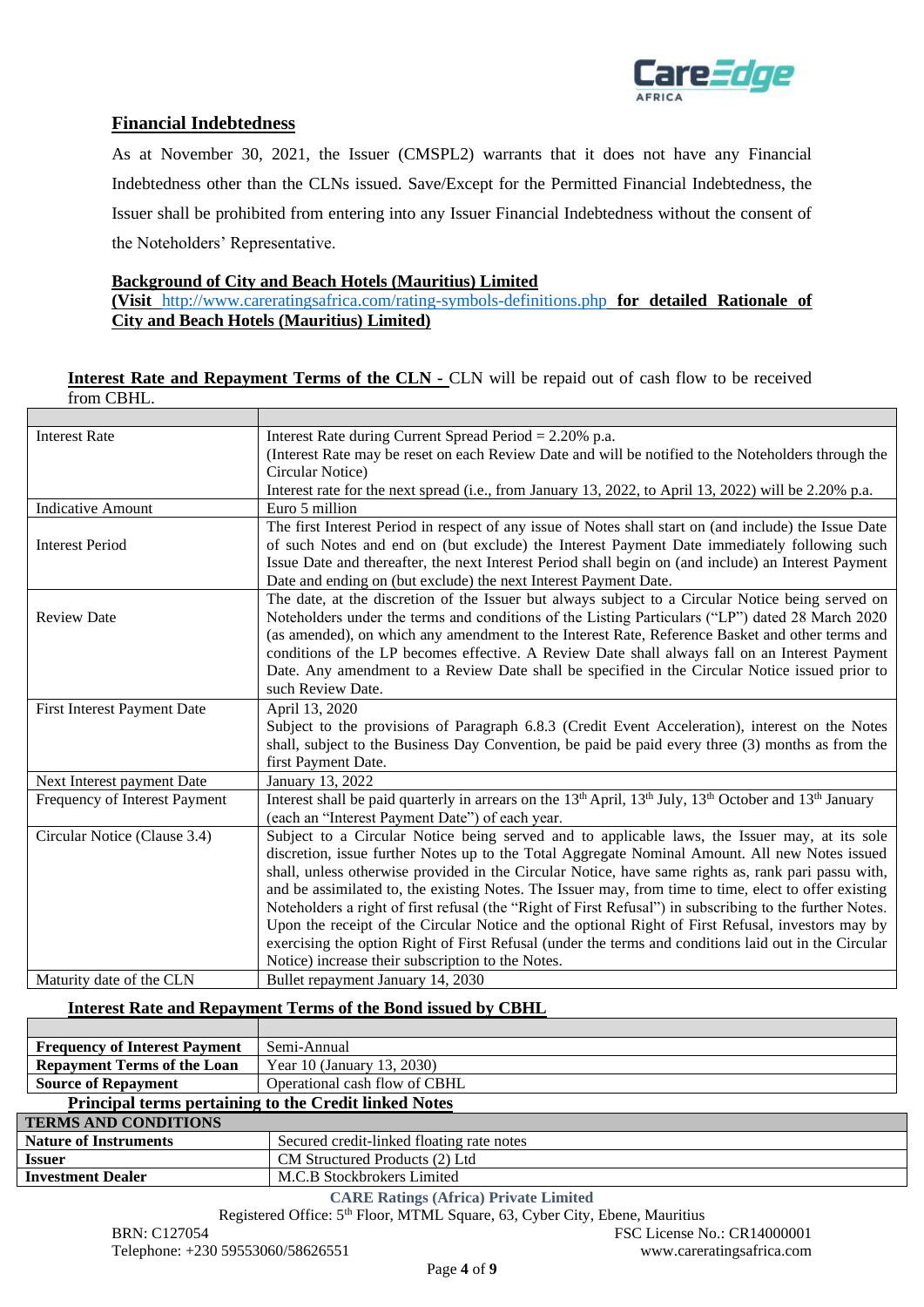## Financial Indebtedness

As at November 30, 2021, the Issuer (CMSPL2) warrants that it does not have any Financial Indebtedness other than the CLNs issued. Save/Except for the Permitted Financial Indebtedness, the Issuer shall be prohibited from entering into any Issuer Financial Indebtedness without the consent of the Noteholders' Representative.

**Background of City and Beach Hotels (Mauritius) Limited**
**(Visit http://www.careratingsafrica.com/rating-symbols-definitions.php for detailed Rationale of City and Beach Hotels (Mauritius) Limited)**

**Interest Rate and Repayment Terms of the CLN -** CLN will be repaid out of cash flow to be received from CBHL.

| | |
|---|---|
| Interest Rate | Interest Rate during Current Spread Period = 2.20% p.a.<br>(Interest Rate may be reset on each Review Date and will be notified to the Noteholders through the Circular Notice)<br>Interest rate for the next spread (i.e., from January 13, 2022, to April 13, 2022) will be 2.20% p.a. |
| Indicative Amount | Euro 5 million |
| Interest Period | The first Interest Period in respect of any issue of Notes shall start on (and include) the Issue Date of such Notes and end on (but exclude) the Interest Payment Date immediately following such Issue Date and thereafter, the next Interest Period shall begin on (and include) an Interest Payment Date and ending on (but exclude) the next Interest Payment Date. |
| Review Date | The date, at the discretion of the Issuer but always subject to a Circular Notice being served on Noteholders under the terms and conditions of the Listing Particulars ("LP") dated 28 March 2020 (as amended), on which any amendment to the Interest Rate, Reference Basket and other terms and conditions of the LP becomes effective. A Review Date shall always fall on an Interest Payment Date. Any amendment to a Review Date shall be specified in the Circular Notice issued prior to such Review Date. |
| First Interest Payment Date | April 13, 2020<br>Subject to the provisions of Paragraph 6.8.3 (Credit Event Acceleration), interest on the Notes shall, subject to the Business Day Convention, be paid be paid every three (3) months as from the first Payment Date. |
| Next Interest payment Date | January 13, 2022 |
| Frequency of Interest Payment | Interest shall be paid quarterly in arrears on the 13th April, 13th July, 13th October and 13th January (each an "Interest Payment Date") of each year. |
| Circular Notice (Clause 3.4) | Subject to a Circular Notice being served and to applicable laws, the Issuer may, at its sole discretion, issue further Notes up to the Total Aggregate Nominal Amount. All new Notes issued shall, unless otherwise provided in the Circular Notice, have same rights as, rank pari passu with, and be assimilated to, the existing Notes. The Issuer may, from time to time, elect to offer existing Noteholders a right of first refusal (the "Right of First Refusal") in subscribing to the further Notes. Upon the receipt of the Circular Notice and the optional Right of First Refusal, investors may by exercising the option Right of First Refusal (under the terms and conditions laid out in the Circular Notice) increase their subscription to the Notes. |
| Maturity date of the CLN | Bullet repayment January 14, 2030 |

**Interest Rate and Repayment Terms of the Bond issued by CBHL**

| | |
|---|---|
| **Frequency of Interest Payment** | Semi-Annual |
| **Repayment Terms of the Loan** | Year 10 (January 13, 2030) |
| **Source of Repayment** | Operational cash flow of CBHL |

**Principal terms pertaining to the Credit linked Notes**

| **TERMS AND CONDITIONS** | |
|---|---|
| **Nature of Instruments** | Secured credit-linked floating rate notes |
| **Issuer** | CM Structured Products (2) Ltd |
| **Investment Dealer** | M.C.B Stockbrokers Limited |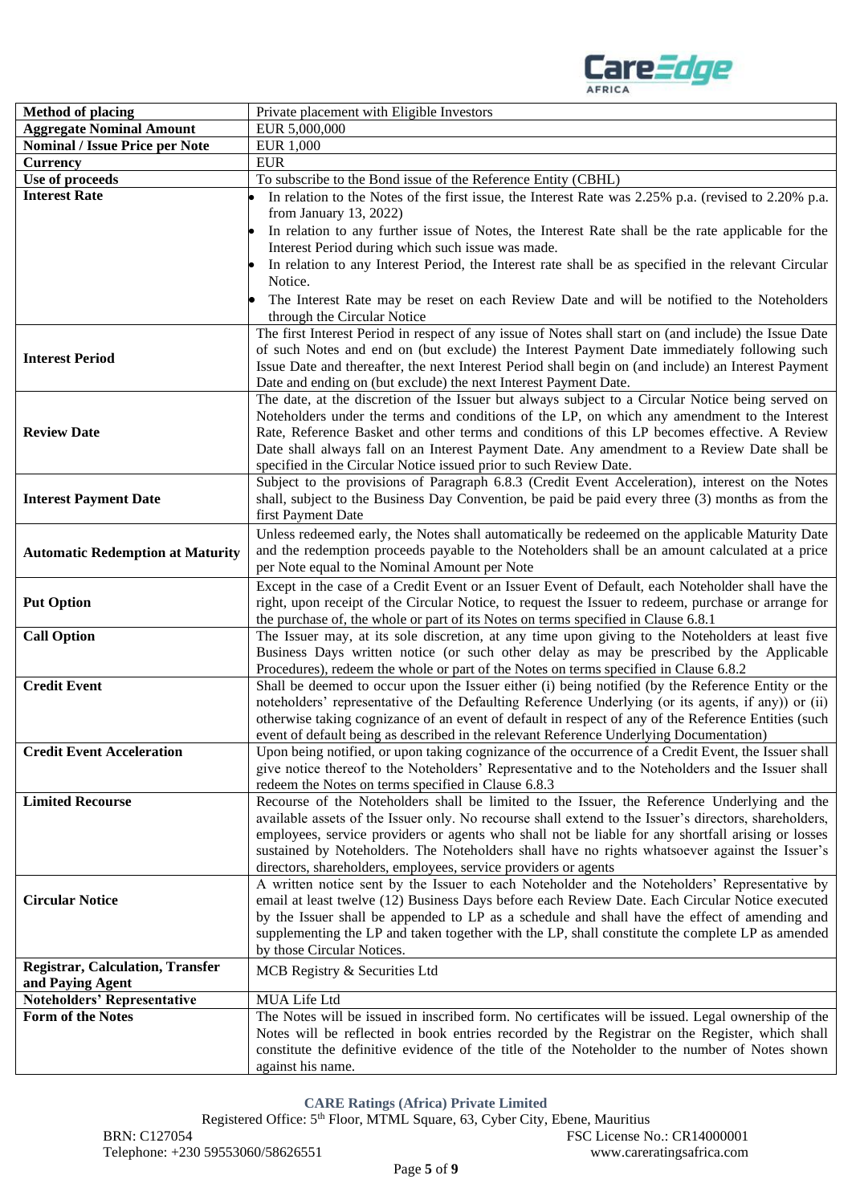| | |
|---|---|
| **Method of placing** | Private placement with Eligible Investors |
| **Aggregate Nominal Amount** | EUR 5,000,000 |
| **Nominal / Issue Price per Note** | EUR 1,000 |
| **Currency** | EUR |
| **Use of proceeds** | To subscribe to the Bond issue of the Reference Entity (CBHL) |
| **Interest Rate** | • In relation to the Notes of the first issue, the Interest Rate was 2.25% p.a. (revised to 2.20% p.a. from January 13, 2022)<br>• In relation to any further issue of Notes, the Interest Rate shall be the rate applicable for the Interest Period during which such issue was made.<br>• In relation to any Interest Period, the Interest rate shall be as specified in the relevant Circular Notice.<br>• The Interest Rate may be reset on each Review Date and will be notified to the Noteholders through the Circular Notice |
| **Interest Period** | The first Interest Period in respect of any issue of Notes shall start on (and include) the Issue Date of such Notes and end on (but exclude) the Interest Payment Date immediately following such Issue Date and thereafter, the next Interest Period shall begin on (and include) an Interest Payment Date and ending on (but exclude) the next Interest Payment Date. |
| **Review Date** | The date, at the discretion of the Issuer but always subject to a Circular Notice being served on Noteholders under the terms and conditions of the LP, on which any amendment to the Interest Rate, Reference Basket and other terms and conditions of this LP becomes effective. A Review Date shall always fall on an Interest Payment Date. Any amendment to a Review Date shall be specified in the Circular Notice issued prior to such Review Date. |
| **Interest Payment Date** | Subject to the provisions of Paragraph 6.8.3 (Credit Event Acceleration), interest on the Notes shall, subject to the Business Day Convention, be paid be paid every three (3) months as from the first Payment Date |
| **Automatic Redemption at Maturity** | Unless redeemed early, the Notes shall automatically be redeemed on the applicable Maturity Date and the redemption proceeds payable to the Noteholders shall be an amount calculated at a price per Note equal to the Nominal Amount per Note |
| **Put Option** | Except in the case of a Credit Event or an Issuer Event of Default, each Noteholder shall have the right, upon receipt of the Circular Notice, to request the Issuer to redeem, purchase or arrange for the purchase of, the whole or part of its Notes on terms specified in Clause 6.8.1 |
| **Call Option** | The Issuer may, at its sole discretion, at any time upon giving to the Noteholders at least five Business Days written notice (or such other delay as may be prescribed by the Applicable Procedures), redeem the whole or part of the Notes on terms specified in Clause 6.8.2 |
| **Credit Event** | Shall be deemed to occur upon the Issuer either (i) being notified (by the Reference Entity or the noteholders' representative of the Defaulting Reference Underlying (or its agents, if any)) or (ii) otherwise taking cognizance of an event of default in respect of any of the Reference Entities (such event of default being as described in the relevant Reference Underlying Documentation) |
| **Credit Event Acceleration** | Upon being notified, or upon taking cognizance of the occurrence of a Credit Event, the Issuer shall give notice thereof to the Noteholders' Representative and to the Noteholders and the Issuer shall redeem the Notes on terms specified in Clause 6.8.3 |
| **Limited Recourse** | Recourse of the Noteholders shall be limited to the Issuer, the Reference Underlying and the available assets of the Issuer only. No recourse shall extend to the Issuer's directors, shareholders, employees, service providers or agents who shall not be liable for any shortfall arising or losses sustained by Noteholders. The Noteholders shall have no rights whatsoever against the Issuer's directors, shareholders, employees, service providers or agents |
| **Circular Notice** | A written notice sent by the Issuer to each Noteholder and the Noteholders' Representative by email at least twelve (12) Business Days before each Review Date. Each Circular Notice executed by the Issuer shall be appended to LP as a schedule and shall have the effect of amending and supplementing the LP and taken together with the LP, shall constitute the complete LP as amended by those Circular Notices. |
| **Registrar, Calculation, Transfer and Paying Agent** | MCB Registry & Securities Ltd |
| **Noteholders' Representative** | MUA Life Ltd |
| **Form of the Notes** | The Notes will be issued in inscribed form. No certificates will be issued. Legal ownership of the Notes will be reflected in book entries recorded by the Registrar on the Register, which shall constitute the definitive evidence of the title of the Noteholder to the number of Notes shown against his name. |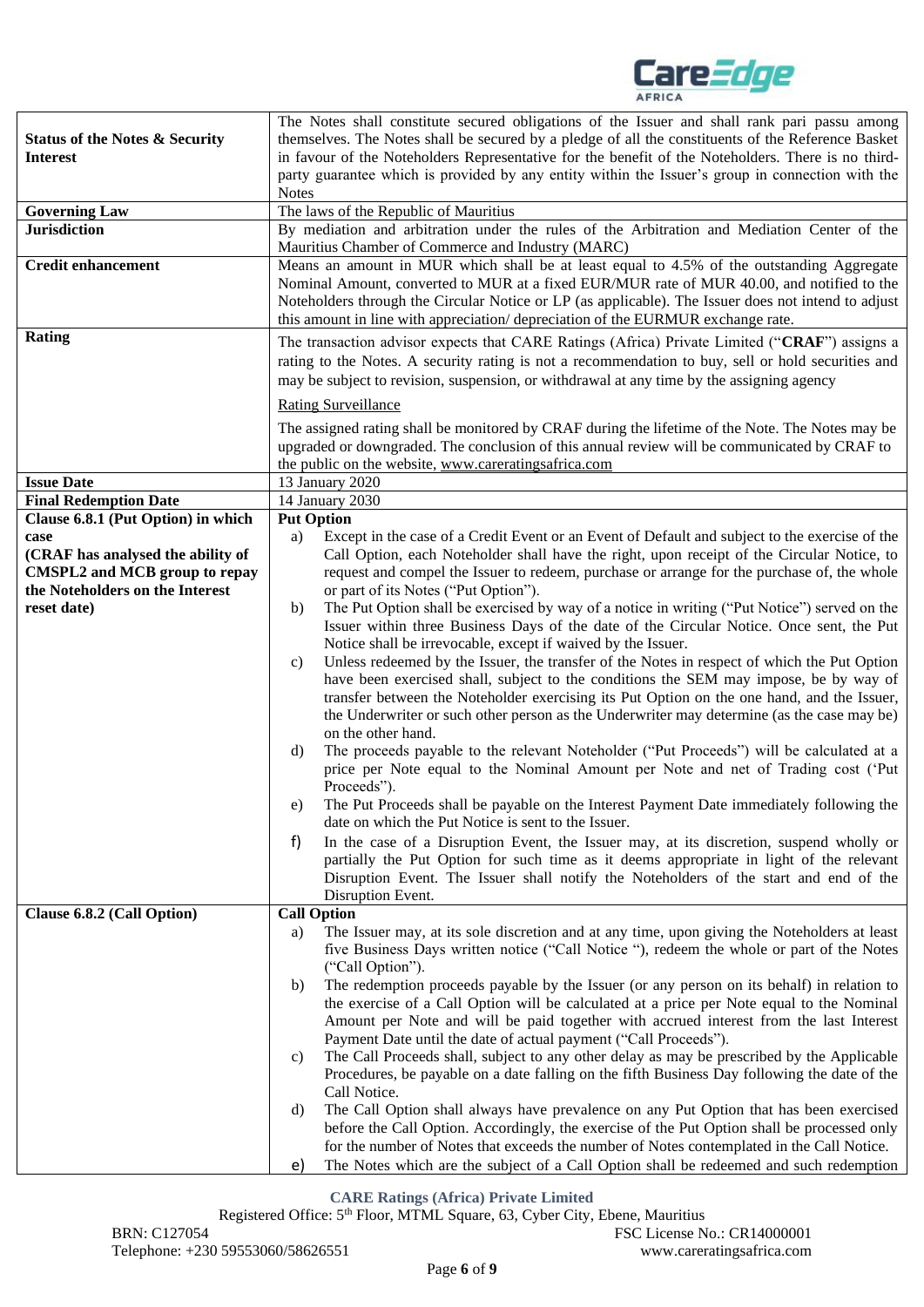| | |
|---|---|
| **Status of the Notes & Security Interest** | The Notes shall constitute secured obligations of the Issuer and shall rank pari passu among themselves. The Notes shall be secured by a pledge of all the constituents of the Reference Basket in favour of the Noteholders Representative for the benefit of the Noteholders. There is no third-party guarantee which is provided by any entity within the Issuer's group in connection with the Notes |
| **Governing Law** | The laws of the Republic of Mauritius |
| **Jurisdiction** | By mediation and arbitration under the rules of the Arbitration and Mediation Center of the Mauritius Chamber of Commerce and Industry (MARC) |
| **Credit enhancement** | Means an amount in MUR which shall be at least equal to 4.5% of the outstanding Aggregate Nominal Amount, converted to MUR at a fixed EUR/MUR rate of MUR 40.00, and notified to the Noteholders through the Circular Notice or LP (as applicable). The Issuer does not intend to adjust this amount in line with appreciation/ depreciation of the EURMUR exchange rate. |
| **Rating** | The transaction advisor expects that CARE Ratings (Africa) Private Limited ("**CRAF**") assigns a rating to the Notes. A security rating is not a recommendation to buy, sell or hold securities and may be subject to revision, suspension, or withdrawal at any time by the assigning agency<br><br>Rating Surveillance<br><br>The assigned rating shall be monitored by CRAF during the lifetime of the Note. The Notes may be upgraded or downgraded. The conclusion of this annual review will be communicated by CRAF to the public on the website, www.careratingsafrica.com |
| **Issue Date** | 13 January 2020 |
| **Final Redemption Date** | 14 January 2030 |
| **Clause 6.8.1 (Put Option) in which case (CRAF has analysed the ability of CMSPL2 and MCB group to repay the Noteholders on the Interest reset date)** | **Put Option**<br>a) Except in the case of a Credit Event or an Event of Default and subject to the exercise of the Call Option, each Noteholder shall have the right, upon receipt of the Circular Notice, to request and compel the Issuer to redeem, purchase or arrange for the purchase of, the whole or part of its Notes ("Put Option").<br>b) The Put Option shall be exercised by way of a notice in writing ("Put Notice") served on the Issuer within three Business Days of the date of the Circular Notice. Once sent, the Put Notice shall be irrevocable, except if waived by the Issuer.<br>c) Unless redeemed by the Issuer, the transfer of the Notes in respect of which the Put Option have been exercised shall, subject to the conditions the SEM may impose, be by way of transfer between the Noteholder exercising its Put Option on the one hand, and the Issuer, the Underwriter or such other person as the Underwriter may determine (as the case may be) on the other hand.<br>d) The proceeds payable to the relevant Noteholder ("Put Proceeds") will be calculated at a price per Note equal to the Nominal Amount per Note and net of Trading cost ('Put Proceeds").<br>e) The Put Proceeds shall be payable on the Interest Payment Date immediately following the date on which the Put Notice is sent to the Issuer.<br>f) In the case of a Disruption Event, the Issuer may, at its discretion, suspend wholly or partially the Put Option for such time as it deems appropriate in light of the relevant Disruption Event. The Issuer shall notify the Noteholders of the start and end of the Disruption Event. |
| **Clause 6.8.2 (Call Option)** | **Call Option**<br>a) The Issuer may, at its sole discretion and at any time, upon giving the Noteholders at least five Business Days written notice ("Call Notice "), redeem the whole or part of the Notes ("Call Option").<br>b) The redemption proceeds payable by the Issuer (or any person on its behalf) in relation to the exercise of a Call Option will be calculated at a price per Note equal to the Nominal Amount per Note and will be paid together with accrued interest from the last Interest Payment Date until the date of actual payment ("Call Proceeds").<br>c) The Call Proceeds shall, subject to any other delay as may be prescribed by the Applicable Procedures, be payable on a date falling on the fifth Business Day following the date of the Call Notice.<br>d) The Call Option shall always have prevalence on any Put Option that has been exercised before the Call Option. Accordingly, the exercise of the Put Option shall be processed only for the number of Notes that exceeds the number of Notes contemplated in the Call Notice.<br>e) The Notes which are the subject of a Call Option shall be redeemed and such redemption |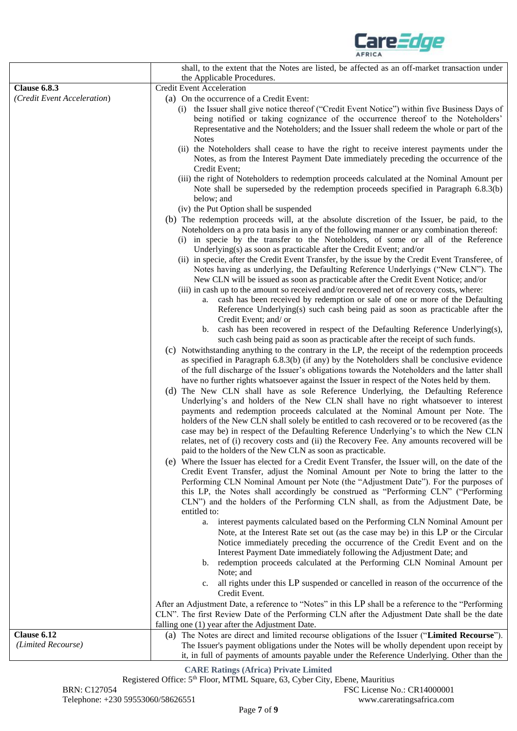| | |
|---|---|
| | shall, to the extent that the Notes are listed, be affected as an off-market transaction under the Applicable Procedures. |
| **Clause 6.8.3**<br>*(Credit Event Acceleration)* | Credit Event Acceleration<br>(a) On the occurrence of a Credit Event:<br>(i) the Issuer shall give notice thereof ("Credit Event Notice") within five Business Days of being notified or taking cognizance of the occurrence thereof to the Noteholders' Representative and the Noteholders; and the Issuer shall redeem the whole or part of the Notes<br>(ii) the Noteholders shall cease to have the right to receive interest payments under the Notes, as from the Interest Payment Date immediately preceding the occurrence of the Credit Event;<br>(iii) the right of Noteholders to redemption proceeds calculated at the Nominal Amount per Note shall be superseded by the redemption proceeds specified in Paragraph 6.8.3(b) below; and<br>(iv) the Put Option shall be suspended<br>(b) The redemption proceeds will, at the absolute discretion of the Issuer, be paid, to the Noteholders on a pro rata basis in any of the following manner or any combination thereof:<br>(i) in specie by the transfer to the Noteholders, of some or all of the Reference Underlying(s) as soon as practicable after the Credit Event; and/or<br>(ii) in specie, after the Credit Event Transfer, by the issue by the Credit Event Transferee, of Notes having as underlying, the Defaulting Reference Underlyings ("New CLN"). The New CLN will be issued as soon as practicable after the Credit Event Notice; and/or<br>(iii) in cash up to the amount so received and/or recovered net of recovery costs, where:<br>a. cash has been received by redemption or sale of one or more of the Defaulting Reference Underlying(s) such cash being paid as soon as practicable after the Credit Event; and/ or<br>b. cash has been recovered in respect of the Defaulting Reference Underlying(s), such cash being paid as soon as practicable after the receipt of such funds.<br>(c) Notwithstanding anything to the contrary in the LP, the receipt of the redemption proceeds as specified in Paragraph 6.8.3(b) (if any) by the Noteholders shall be conclusive evidence of the full discharge of the Issuer's obligations towards the Noteholders and the latter shall have no further rights whatsoever against the Issuer in respect of the Notes held by them.<br>(d) The New CLN shall have as sole Reference Underlying, the Defaulting Reference Underlying's and holders of the New CLN shall have no right whatsoever to interest payments and redemption proceeds calculated at the Nominal Amount per Note. The holders of the New CLN shall solely be entitled to cash recovered or to be recovered (as the case may be) in respect of the Defaulting Reference Underlying's to which the New CLN relates, net of (i) recovery costs and (ii) the Recovery Fee. Any amounts recovered will be paid to the holders of the New CLN as soon as practicable.<br>(e) Where the Issuer has elected for a Credit Event Transfer, the Issuer will, on the date of the Credit Event Transfer, adjust the Nominal Amount per Note to bring the latter to the Performing CLN Nominal Amount per Note (the "Adjustment Date"). For the purposes of this LP, the Notes shall accordingly be construed as "Performing CLN" ("Performing CLN") and the holders of the Performing CLN shall, as from the Adjustment Date, be entitled to:<br>a. interest payments calculated based on the Performing CLN Nominal Amount per Note, at the Interest Rate set out (as the case may be) in this LP or the Circular Notice immediately preceding the occurrence of the Credit Event and on the Interest Payment Date immediately following the Adjustment Date; and<br>b. redemption proceeds calculated at the Performing CLN Nominal Amount per Note; and<br>c. all rights under this LP suspended or cancelled in reason of the occurrence of the Credit Event.<br>After an Adjustment Date, a reference to "Notes" in this LP shall be a reference to the "Performing CLN". The first Review Date of the Performing CLN after the Adjustment Date shall be the date falling one (1) year after the Adjustment Date. |
| **Clause 6.12**<br>*(Limited Recourse)* | (a) The Notes are direct and limited recourse obligations of the Issuer ("**Limited Recourse**"). The Issuer's payment obligations under the Notes will be wholly dependent upon receipt by it, in full of payments of amounts payable under the Reference Underlying. Other than the |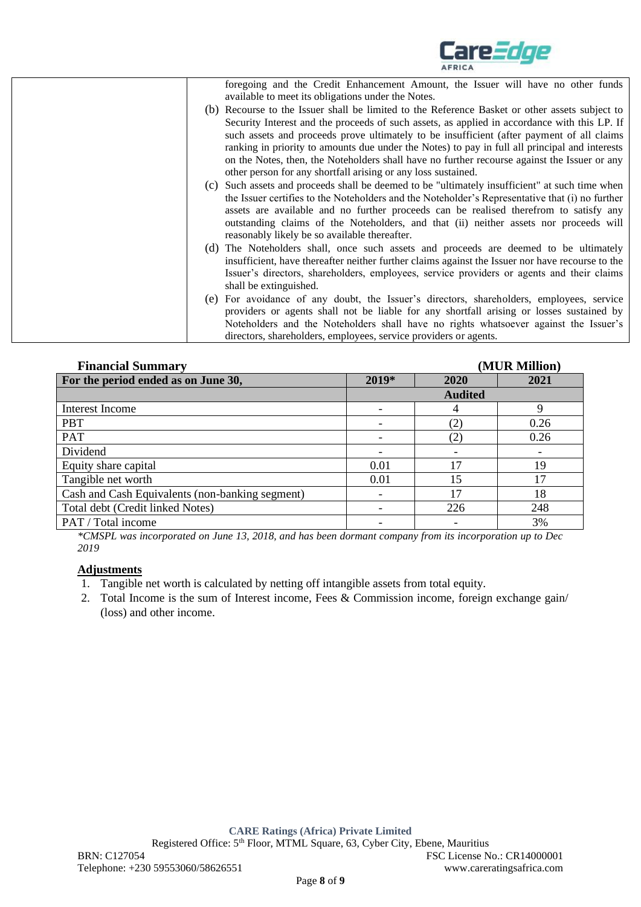| | foregoing and the Credit Enhancement Amount, the Issuer will have no other funds available to meet its obligations under the Notes.<br>(b) Recourse to the Issuer shall be limited to the Reference Basket or other assets subject to Security Interest and the proceeds of such assets, as applied in accordance with this LP. If such assets and proceeds prove ultimately to be insufficient (after payment of all claims ranking in priority to amounts due under the Notes) to pay in full all principal and interests on the Notes, then, the Noteholders shall have no further recourse against the Issuer or any other person for any shortfall arising or any loss sustained.<br>(c) Such assets and proceeds shall be deemed to be "ultimately insufficient" at such time when the Issuer certifies to the Noteholders and the Noteholder's Representative that (i) no further assets are available and no further proceeds can be realised therefrom to satisfy any outstanding claims of the Noteholders, and that (ii) neither assets nor proceeds will reasonably likely be so available thereafter.<br>(d) The Noteholders shall, once such assets and proceeds are deemed to be ultimately insufficient, have thereafter neither further claims against the Issuer nor have recourse to the Issuer's directors, shareholders, employees, service providers or agents and their claims shall be extinguished.<br>(e) For avoidance of any doubt, the Issuer's directors, shareholders, employees, service providers or agents shall not be liable for any shortfall arising or losses sustained by Noteholders and the Noteholders shall have no rights whatsoever against the Issuer's directors, shareholders, employees, service providers or agents. |
|---|---|

**Financial Summary** **(MUR Million)**

| For the period ended as on June 30, | 2019* | 2020 | 2021 |
|---|---|---|---|
| | Audited | | |
| Interest Income | - | 4 | 9 |
| PBT | - | (2) | 0.26 |
| PAT | - | (2) | 0.26 |
| Dividend | - | - | - |
| Equity share capital | 0.01 | 17 | 19 |
| Tangible net worth | 0.01 | 15 | 17 |
| Cash and Cash Equivalents (non-banking segment) | - | 17 | 18 |
| Total debt (Credit linked Notes) | - | 226 | 248 |
| PAT / Total income | - | - | 3% |

*\*CMSPL was incorporated on June 13, 2018, and has been dormant company from its incorporation up to Dec 2019*

**Adjustments**

1. Tangible net worth is calculated by netting off intangible assets from total equity.
2. Total Income is the sum of Interest income, Fees & Commission income, foreign exchange gain/ (loss) and other income.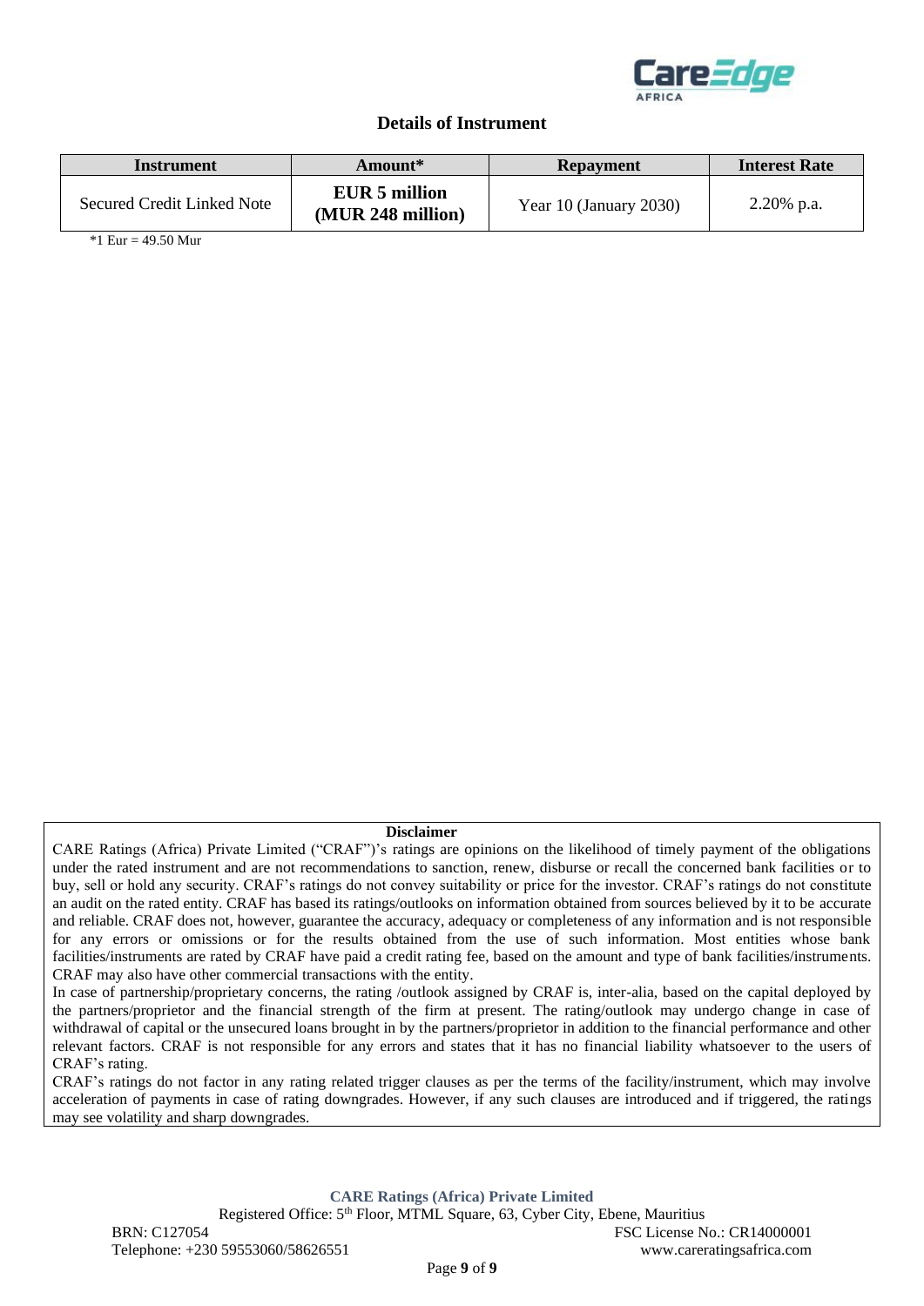## Details of Instrument

| Instrument | Amount* | Repayment | Interest Rate |
|---|---|---|---|
| Secured Credit Linked Note | **EUR 5 million (MUR 248 million)** | Year 10 (January 2030) | 2.20% p.a. |

*1 Eur = 49.50 Mur

**Disclaimer**

CARE Ratings (Africa) Private Limited ("CRAF")'s ratings are opinions on the likelihood of timely payment of the obligations under the rated instrument and are not recommendations to sanction, renew, disburse or recall the concerned bank facilities or to buy, sell or hold any security. CRAF's ratings do not convey suitability or price for the investor. CRAF's ratings do not constitute an audit on the rated entity. CRAF has based its ratings/outlooks on information obtained from sources believed by it to be accurate and reliable. CRAF does not, however, guarantee the accuracy, adequacy or completeness of any information and is not responsible for any errors or omissions or for the results obtained from the use of such information. Most entities whose bank facilities/instruments are rated by CRAF have paid a credit rating fee, based on the amount and type of bank facilities/instruments. CRAF may also have other commercial transactions with the entity.

In case of partnership/proprietary concerns, the rating /outlook assigned by CRAF is, inter-alia, based on the capital deployed by the partners/proprietor and the financial strength of the firm at present. The rating/outlook may undergo change in case of withdrawal of capital or the unsecured loans brought in by the partners/proprietor in addition to the financial performance and other relevant factors. CRAF is not responsible for any errors and states that it has no financial liability whatsoever to the users of CRAF's rating.

CRAF's ratings do not factor in any rating related trigger clauses as per the terms of the facility/instrument, which may involve acceleration of payments in case of rating downgrades. However, if any such clauses are introduced and if triggered, the ratings may see volatility and sharp downgrades.

**CARE Ratings (Africa) Private Limited**
Registered Office: 5th Floor, MTML Square, 63, Cyber City, Ebene, Mauritius
BRN: C127054 FSC License No.: CR14000001
Telephone: +230 59553060/58626551 www.careratingsafrica.com